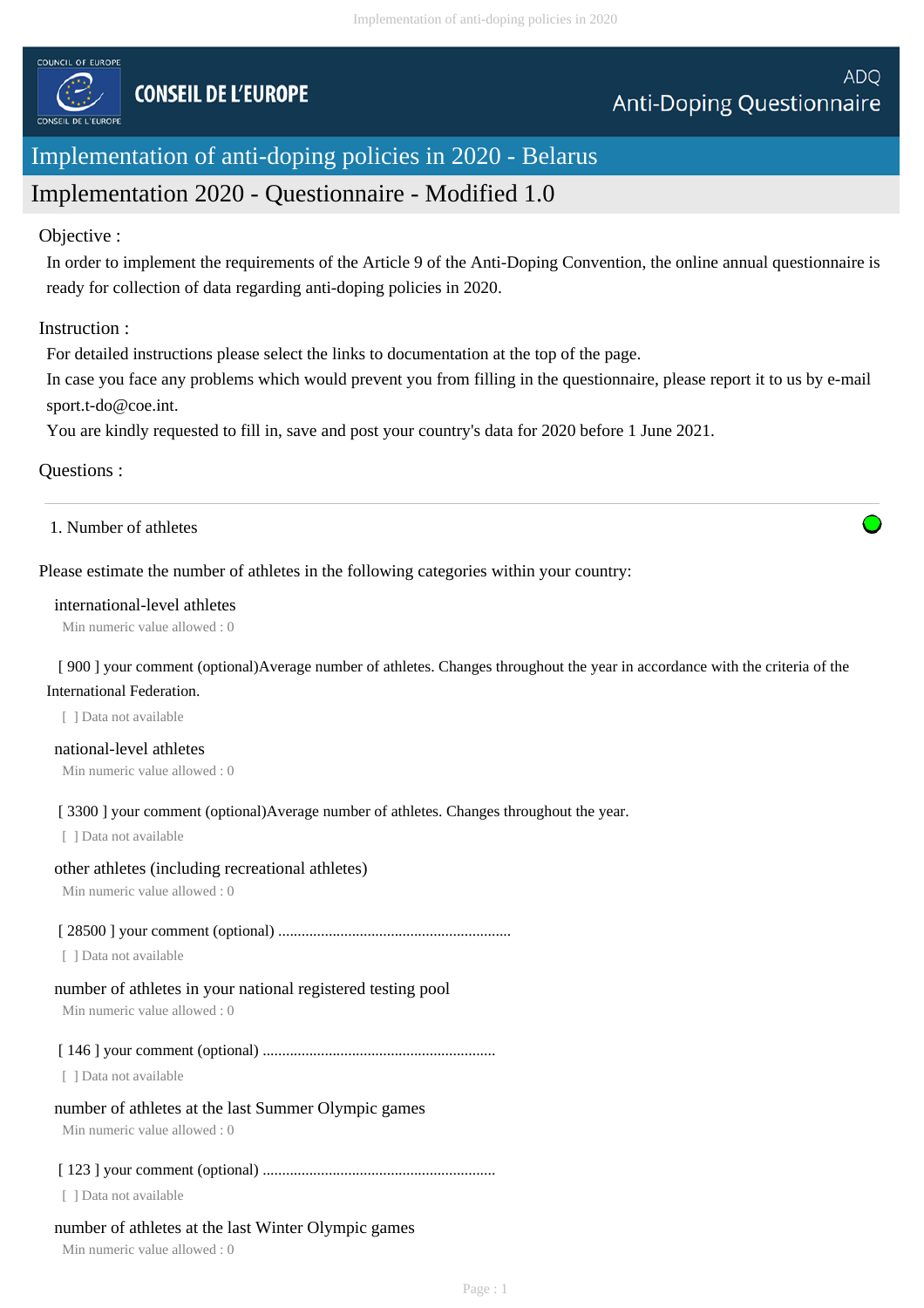COUNCIL OF EUROPE

CONSEIL DE L'EUROPE

ADQ
Anti-Doping Questionnaire

# Implementation of anti-doping policies in 2020 - Belarus

## Implementation 2020 - Questionnaire - Modified 1.0

Objective :

In order to implement the requirements of the Article 9 of the Anti-Doping Convention, the online annual questionnaire is ready for collection of data regarding anti-doping policies in 2020.

Instruction :

For detailed instructions please select the links to documentation at the top of the page.
In case you face any problems which would prevent you from filling in the questionnaire, please report it to us by e-mail sport.t-do@coe.int.
You are kindly requested to fill in, save and post your country's data for 2020 before 1 June 2021.

Questions :

---

1. Number of athletes

Please estimate the number of athletes in the following categories within your country:

international-level athletes
Min numeric value allowed : 0

[ 900 ] your comment (optional)Average number of athletes. Changes throughout the year in accordance with the criteria of the International Federation.

[ ] Data not available

national-level athletes
Min numeric value allowed : 0

[ 3300 ] your comment (optional)Average number of athletes. Changes throughout the year.

[ ] Data not available

other athletes (including recreational athletes)
Min numeric value allowed : 0

[ 28500 ] your comment (optional) ...........................................................

[ ] Data not available

number of athletes in your national registered testing pool
Min numeric value allowed : 0

[ 146 ] your comment (optional) ...........................................................

[ ] Data not available

number of athletes at the last Summer Olympic games
Min numeric value allowed : 0

[ 123 ] your comment (optional) ...........................................................

[ ] Data not available

number of athletes at the last Winter Olympic games
Min numeric value allowed : 0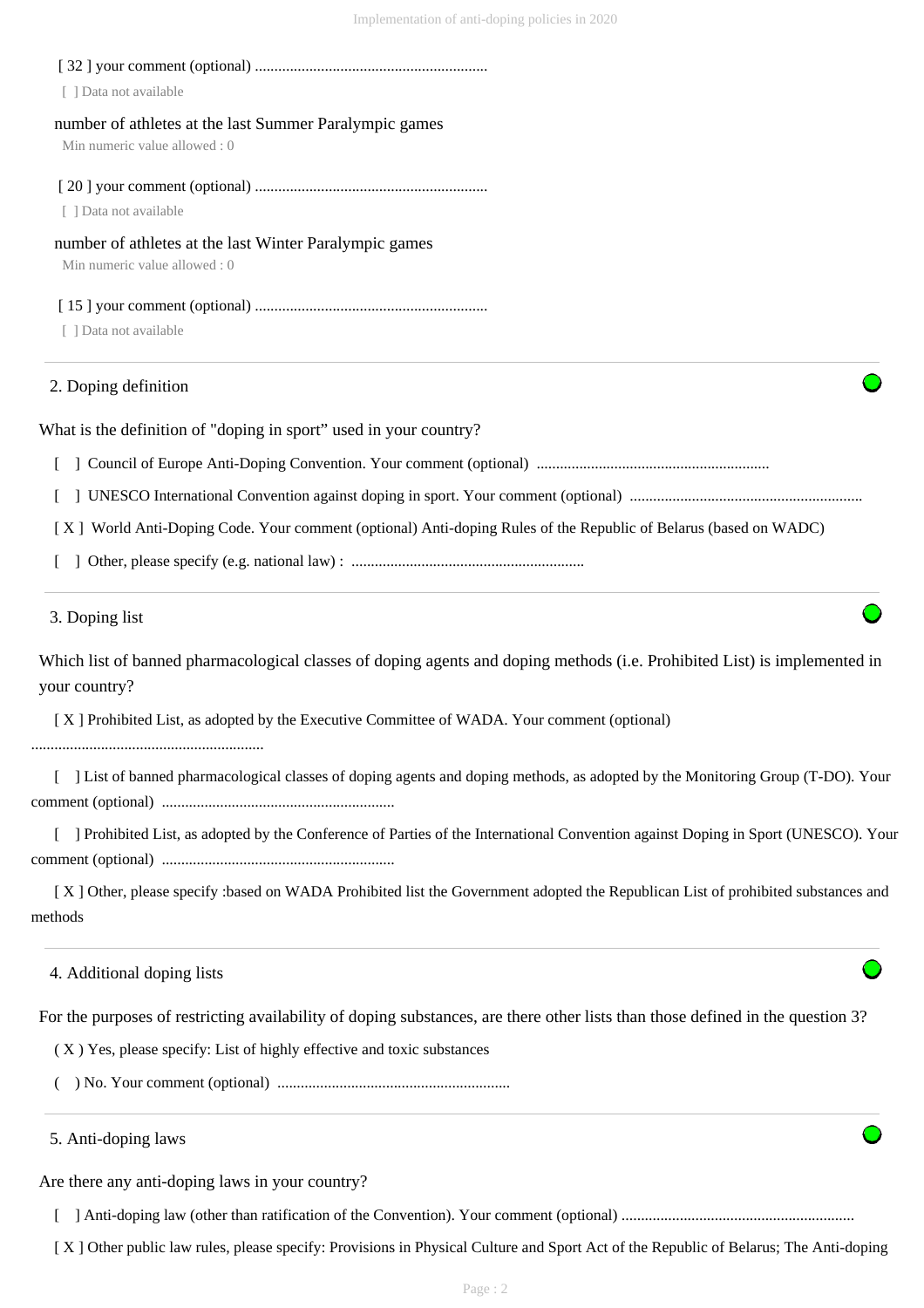[ 32 ] your comment (optional) ............................................................

[ ] Data not available

number of athletes at the last Summer Paralympic games

Min numeric value allowed : 0

[ 20 ] your comment (optional) ............................................................

[ ] Data not available

number of athletes at the last Winter Paralympic games

Min numeric value allowed : 0

[ 15 ] your comment (optional) ............................................................

[ ] Data not available

## 2. Doping definition

What is the definition of "doping in sport" used in your country?

[ ] Council of Europe Anti-Doping Convention. Your comment (optional) ............................................................

[ ] UNESCO International Convention against doping in sport. Your comment (optional) ............................................................

[ X ] World Anti-Doping Code. Your comment (optional) Anti-doping Rules of the Republic of Belarus (based on WADC)

[ ] Other, please specify (e.g. national law) : ............................................................

## 3. Doping list

Which list of banned pharmacological classes of doping agents and doping methods (i.e. Prohibited List) is implemented in your country?

[ X ] Prohibited List, as adopted by the Executive Committee of WADA. Your comment (optional) ............................................................

[ ] List of banned pharmacological classes of doping agents and doping methods, as adopted by the Monitoring Group (T-DO). Your comment (optional) ............................................................

[ ] Prohibited List, as adopted by the Conference of Parties of the International Convention against Doping in Sport (UNESCO). Your comment (optional) ............................................................

[ X ] Other, please specify :based on WADA Prohibited list the Government adopted the Republican List of prohibited substances and methods

## 4. Additional doping lists

For the purposes of restricting availability of doping substances, are there other lists than those defined in the question 3?

( X ) Yes, please specify: List of highly effective and toxic substances

( ) No. Your comment (optional) ............................................................

## 5. Anti-doping laws

Are there any anti-doping laws in your country?

[ ] Anti-doping law (other than ratification of the Convention). Your comment (optional) ............................................................

[ X ] Other public law rules, please specify: Provisions in Physical Culture and Sport Act of the Republic of Belarus; The Anti-doping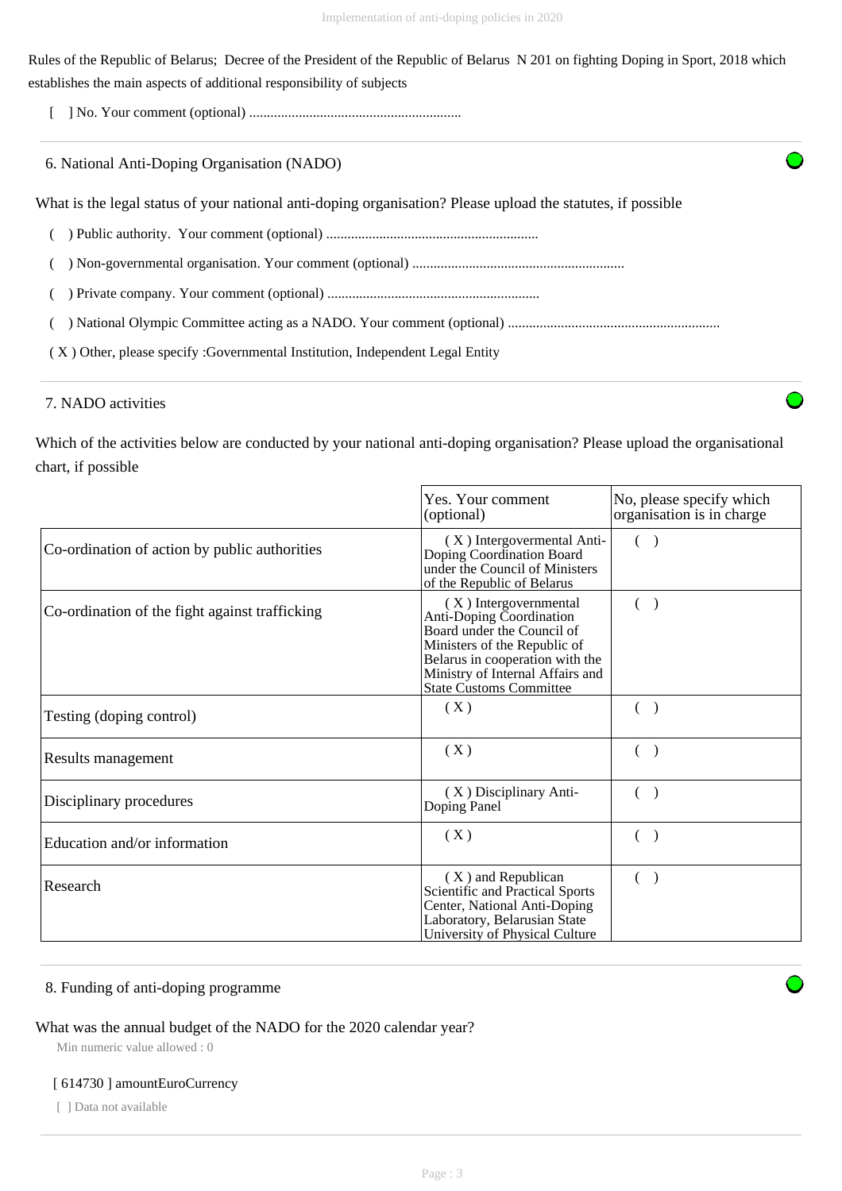Rules of the Republic of Belarus; Decree of the President of the Republic of Belarus N 201 on fighting Doping in Sport, 2018 which establishes the main aspects of additional responsibility of subjects

[ ] No. Your comment (optional) ............................................................

## 6. National Anti-Doping Organisation (NADO)

What is the legal status of your national anti-doping organisation? Please upload the statutes, if possible

( ) Public authority. Your comment (optional) ............................................................

( ) Non-governmental organisation. Your comment (optional) ............................................................

( ) Private company. Your comment (optional) ............................................................

( ) National Olympic Committee acting as a NADO. Your comment (optional) ............................................................

( X ) Other, please specify :Governmental Institution, Independent Legal Entity

## 7. NADO activities

Which of the activities below are conducted by your national anti-doping organisation? Please upload the organisational chart, if possible

| | Yes. Your comment (optional) | No, please specify which organisation is in charge |
|---|---|---|
| Co-ordination of action by public authorities | ( X ) Intergovermental Anti-Doping Coordination Board under the Council of Ministers of the Republic of Belarus | ( ) |
| Co-ordination of the fight against trafficking | ( X ) Intergovernmental Anti-Doping Coordination Board under the Council of Ministers of the Republic of Belarus in cooperation with the Ministry of Internal Affairs and State Customs Committee | ( ) |
| Testing (doping control) | ( X ) | ( ) |
| Results management | ( X ) | ( ) |
| Disciplinary procedures | ( X ) Disciplinary Anti-Doping Panel | ( ) |
| Education and/or information | ( X ) | ( ) |
| Research | ( X ) and Republican Scientific and Practical Sports Center, National Anti-Doping Laboratory, Belarusian State University of Physical Culture | ( ) |

## 8. Funding of anti-doping programme

What was the annual budget of the NADO for the 2020 calendar year?

Min numeric value allowed : 0

[ 614730 ] amountEuroCurrency

[ ] Data not available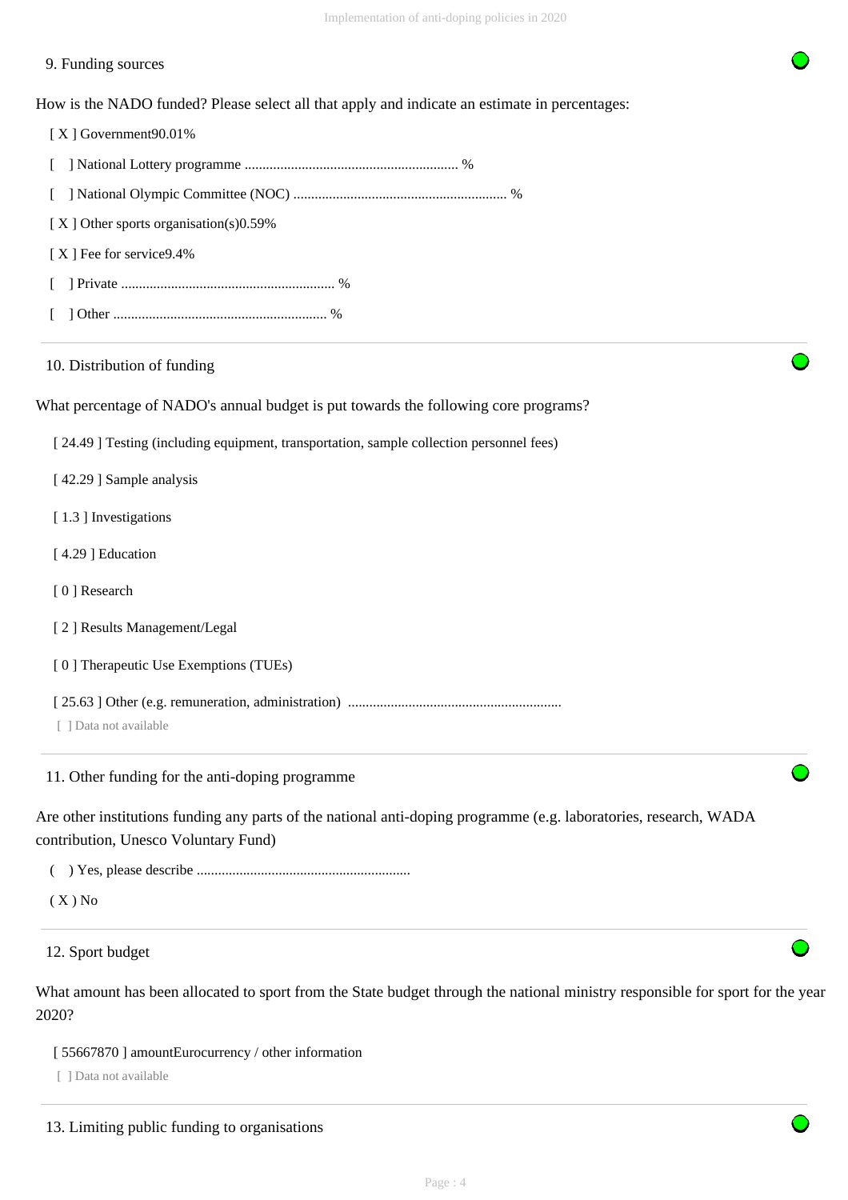## 9. Funding sources

How is the NADO funded? Please select all that apply and indicate an estimate in percentages:

[ X ] Government90.01%

[ ] National Lottery programme ............................................................ %

[ ] National Olympic Committee (NOC) ............................................................ %

[ X ] Other sports organisation(s)0.59%

[ X ] Fee for service9.4%

[ ] Private ............................................................ %

[ ] Other ............................................................ %

## 10. Distribution of funding

What percentage of NADO's annual budget is put towards the following core programs?

[ 24.49 ] Testing (including equipment, transportation, sample collection personnel fees)

[ 42.29 ] Sample analysis

[ 1.3 ] Investigations

[ 4.29 ] Education

[ 0 ] Research

[ 2 ] Results Management/Legal

[ 0 ] Therapeutic Use Exemptions (TUEs)

[ 25.63 ] Other (e.g. remuneration, administration) ............................................................

[ ] Data not available

## 11. Other funding for the anti-doping programme

Are other institutions funding any parts of the national anti-doping programme (e.g. laboratories, research, WADA contribution, Unesco Voluntary Fund)

( ) Yes, please describe ............................................................

( X ) No

## 12. Sport budget

What amount has been allocated to sport from the State budget through the national ministry responsible for sport for the year 2020?

[ 55667870 ] amountEurocurrency / other information

[ ] Data not available

## 13. Limiting public funding to organisations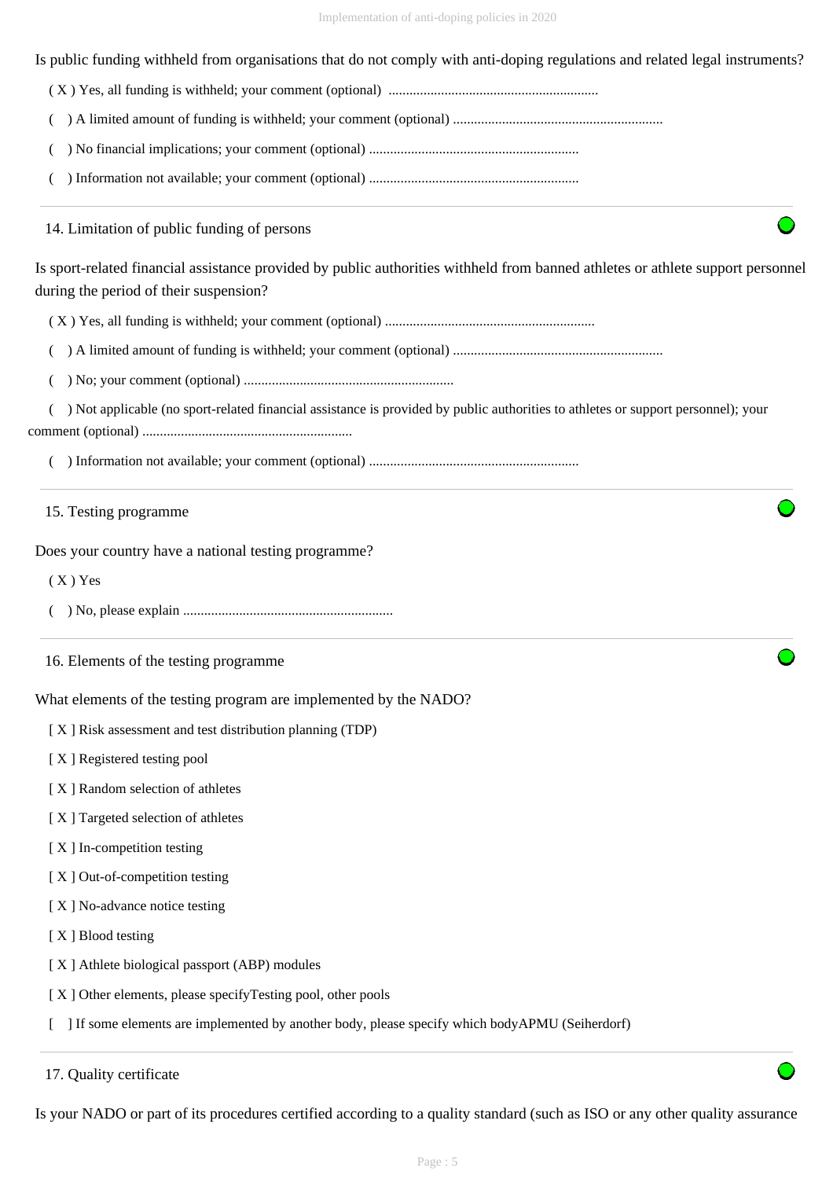Is public funding withheld from organisations that do not comply with anti-doping regulations and related legal instruments?

( X ) Yes, all funding is withheld; your comment (optional) ............................................................

(   ) A limited amount of funding is withheld; your comment (optional) ............................................................

(   ) No financial implications; your comment (optional) ............................................................

(   ) Information not available; your comment (optional) ............................................................

## 14. Limitation of public funding of persons

Is sport-related financial assistance provided by public authorities withheld from banned athletes or athlete support personnel during the period of their suspension?

( X ) Yes, all funding is withheld; your comment (optional) ............................................................

(   ) A limited amount of funding is withheld; your comment (optional) ............................................................

(   ) No; your comment (optional) ............................................................

(   ) Not applicable (no sport-related financial assistance is provided by public authorities to athletes or support personnel); your comment (optional) ............................................................

(   ) Information not available; your comment (optional) ............................................................

## 15. Testing programme

Does your country have a national testing programme?

( X ) Yes

(   ) No, please explain ............................................................

## 16. Elements of the testing programme

What elements of the testing program are implemented by the NADO?

[ X ] Risk assessment and test distribution planning (TDP)

[ X ] Registered testing pool

[ X ] Random selection of athletes

[ X ] Targeted selection of athletes

[ X ] In-competition testing

[ X ] Out-of-competition testing

[ X ] No-advance notice testing

[ X ] Blood testing

[ X ] Athlete biological passport (ABP) modules

[ X ] Other elements, please specifyTesting pool, other pools

[   ] If some elements are implemented by another body, please specify which bodyAPMU (Seiherdorf)

## 17. Quality certificate

Is your NADO or part of its procedures certified according to a quality standard (such as ISO or any other quality assurance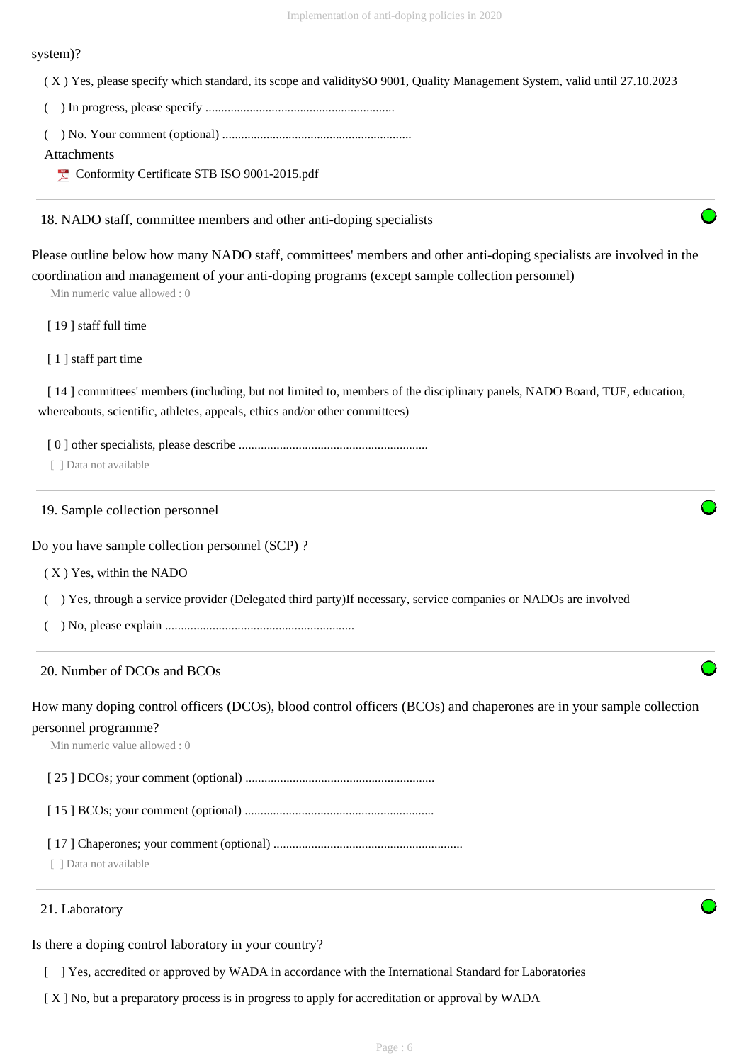system)?

( X ) Yes, please specify which standard, its scope and validitySO 9001, Quality Management System, valid until 27.10.2023

(  ) In progress, please specify ...........................................................

(  ) No. Your comment (optional) ...........................................................

Attachments

Conformity Certificate STB ISO 9001-2015.pdf

## 18. NADO staff, committee members and other anti-doping specialists

Please outline below how many NADO staff, committees' members and other anti-doping specialists are involved in the coordination and management of your anti-doping programs (except sample collection personnel)

Min numeric value allowed : 0

[ 19 ] staff full time

[ 1 ] staff part time

[ 14 ] committees' members (including, but not limited to, members of the disciplinary panels, NADO Board, TUE, education, whereabouts, scientific, athletes, appeals, ethics and/or other committees)

[ 0 ] other specialists, please describe ...........................................................

[  ] Data not available

## 19. Sample collection personnel

Do you have sample collection personnel (SCP) ?

( X ) Yes, within the NADO

(  ) Yes, through a service provider (Delegated third party)If necessary, service companies or NADOs are involved

(  ) No, please explain ...........................................................

## 20. Number of DCOs and BCOs

How many doping control officers (DCOs), blood control officers (BCOs) and chaperones are in your sample collection personnel programme?

Min numeric value allowed : 0

[ 25 ] DCOs; your comment (optional) ...........................................................

[ 15 ] BCOs; your comment (optional) ...........................................................

[ 17 ] Chaperones; your comment (optional) ...........................................................

[  ] Data not available

## 21. Laboratory

Is there a doping control laboratory in your country?

[  ] Yes, accredited or approved by WADA in accordance with the International Standard for Laboratories

[ X ] No, but a preparatory process is in progress to apply for accreditation or approval by WADA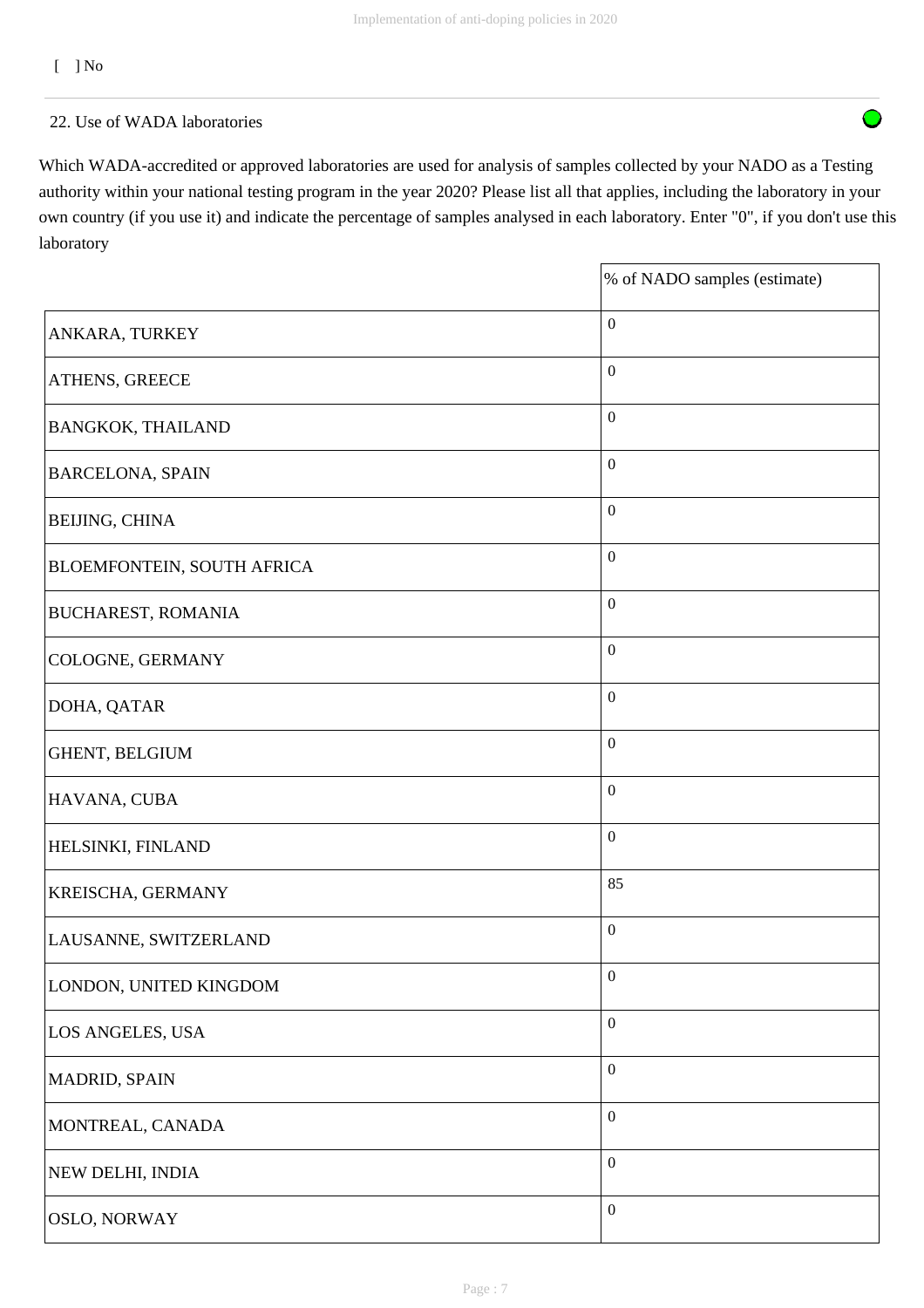[ ] No

22. Use of WADA laboratories

Which WADA-accredited or approved laboratories are used for analysis of samples collected by your NADO as a Testing authority within your national testing program in the year 2020? Please list all that applies, including the laboratory in your own country (if you use it) and indicate the percentage of samples analysed in each laboratory. Enter "0", if you don't use this laboratory

| | % of NADO samples (estimate) |
|---|---|
| ANKARA, TURKEY | 0 |
| ATHENS, GREECE | 0 |
| BANGKOK, THAILAND | 0 |
| BARCELONA, SPAIN | 0 |
| BEIJING, CHINA | 0 |
| BLOEMFONTEIN, SOUTH AFRICA | 0 |
| BUCHAREST, ROMANIA | 0 |
| COLOGNE, GERMANY | 0 |
| DOHA, QATAR | 0 |
| GHENT, BELGIUM | 0 |
| HAVANA, CUBA | 0 |
| HELSINKI, FINLAND | 0 |
| KREISCHA, GERMANY | 85 |
| LAUSANNE, SWITZERLAND | 0 |
| LONDON, UNITED KINGDOM | 0 |
| LOS ANGELES, USA | 0 |
| MADRID, SPAIN | 0 |
| MONTREAL, CANADA | 0 |
| NEW DELHI, INDIA | 0 |
| OSLO, NORWAY | 0 |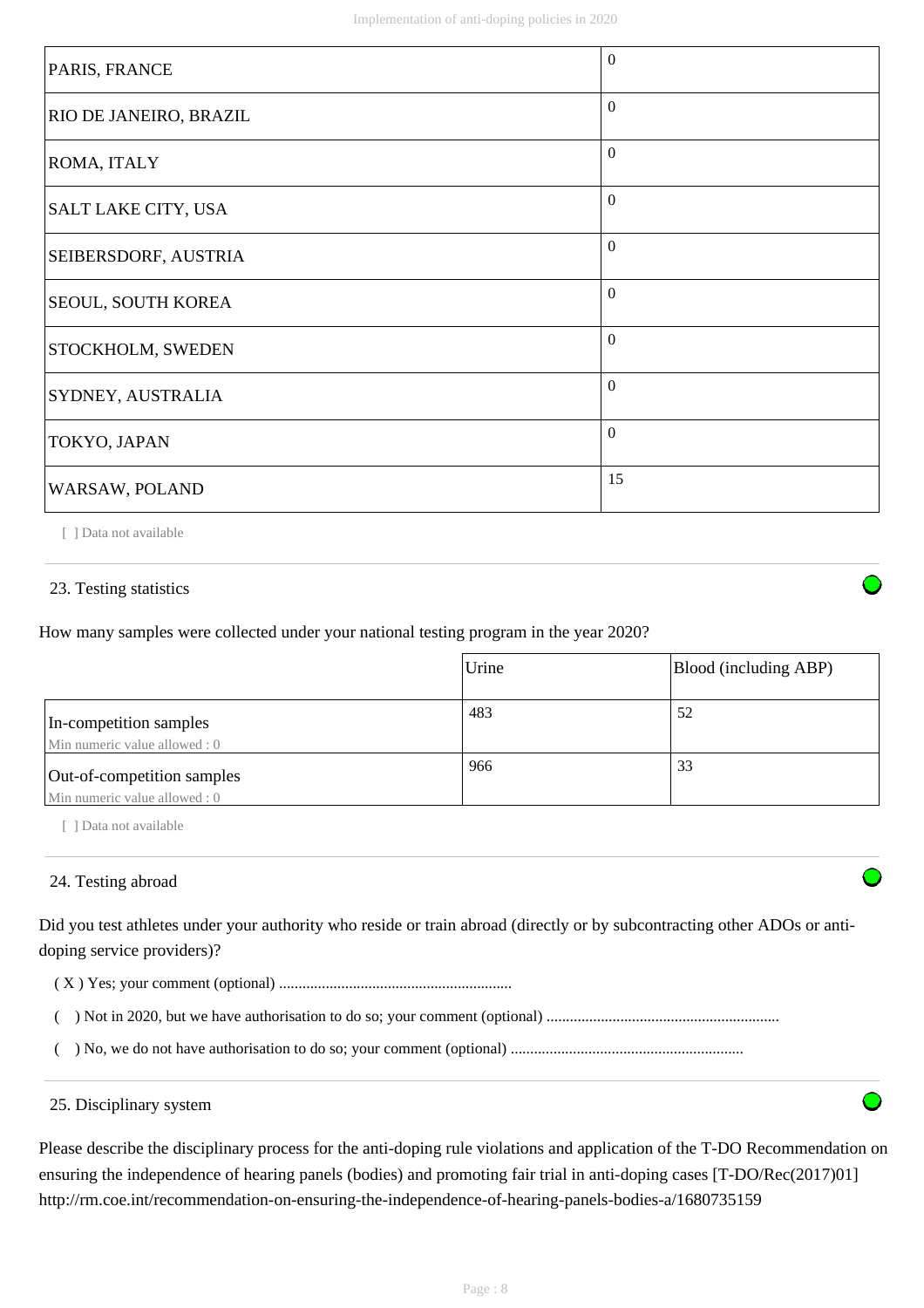| | |
|---|---|
| PARIS, FRANCE | 0 |
| RIO DE JANEIRO, BRAZIL | 0 |
| ROMA, ITALY | 0 |
| SALT LAKE CITY, USA | 0 |
| SEIBERSDORF, AUSTRIA | 0 |
| SEOUL, SOUTH KOREA | 0 |
| STOCKHOLM, SWEDEN | 0 |
| SYDNEY, AUSTRALIA | 0 |
| TOKYO, JAPAN | 0 |
| WARSAW, POLAND | 15 |

[ ] Data not available

### 23. Testing statistics

How many samples were collected under your national testing program in the year 2020?

| | Urine | Blood (including ABP) |
|---|---|---|
| In-competition samples<br>Min numeric value allowed : 0 | 483 | 52 |
| Out-of-competition samples<br>Min numeric value allowed : 0 | 966 | 33 |

[ ] Data not available

### 24. Testing abroad

Did you test athletes under your authority who reside or train abroad (directly or by subcontracting other ADOs or anti-doping service providers)?

( X ) Yes; your comment (optional) ...........................................................

(   ) Not in 2020, but we have authorisation to do so; your comment (optional) ...........................................................

(   ) No, we do not have authorisation to do so; your comment (optional) ...........................................................

### 25. Disciplinary system

Please describe the disciplinary process for the anti-doping rule violations and application of the T-DO Recommendation on ensuring the independence of hearing panels (bodies) and promoting fair trial in anti-doping cases [T-DO/Rec(2017)01] http://rm.coe.int/recommendation-on-ensuring-the-independence-of-hearing-panels-bodies-a/1680735159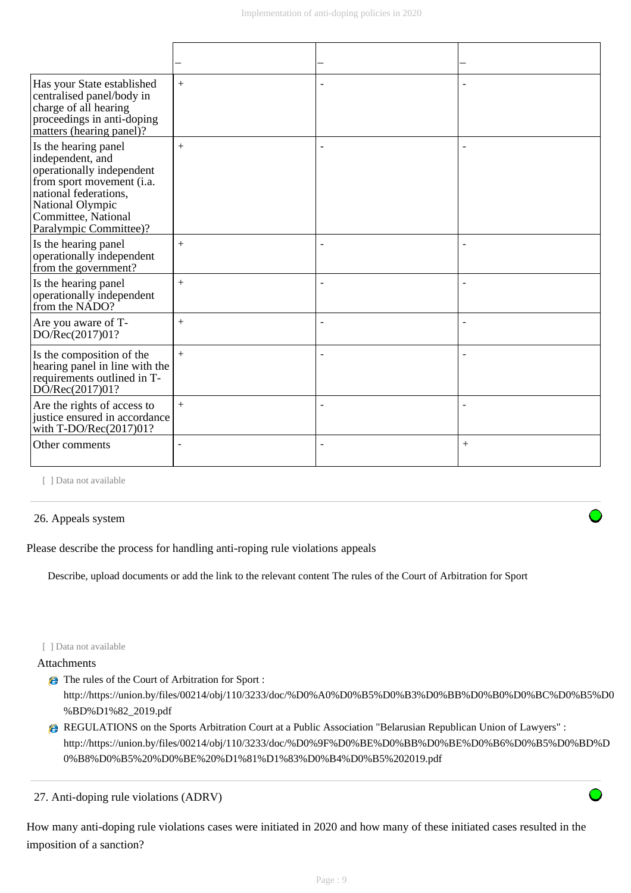| | – | – | – |
|---|---|---|---|
| Has your State established centralised panel/body in charge of all hearing proceedings in anti-doping matters (hearing panel)? | + | - | - |
| Is the hearing panel independent, and operationally independent from sport movement (i.a. national federations, National Olympic Committee, National Paralympic Committee)? | + | - | - |
| Is the hearing panel operationally independent from the government? | + | - | - |
| Is the hearing panel operationally independent from the NADO? | + | - | - |
| Are you aware of T-DO/Rec(2017)01? | + | - | - |
| Is the composition of the hearing panel in line with the requirements outlined in T-DO/Rec(2017)01? | + | - | - |
| Are the rights of access to justice ensured in accordance with T-DO/Rec(2017)01? | + | - | - |
| Other comments | - | - | + |

[ ] Data not available

26. Appeals system

Please describe the process for handling anti-roping rule violations appeals

Describe, upload documents or add the link to the relevant content The rules of the Court of Arbitration for Sport

[ ] Data not available

Attachments

- The rules of the Court of Arbitration for Sport : http://https://union.by/files/00214/obj/110/3233/doc/%D0%A0%D0%B5%D0%B3%D0%BB%D0%B0%D0%BC%D0%B5%D0%BD%D1%82_2019.pdf
- REGULATIONS on the Sports Arbitration Court at a Public Association "Belarusian Republican Union of Lawyers" : http://https://union.by/files/00214/obj/110/3233/doc/%D0%9F%D0%BE%D0%BB%D0%BE%D0%B6%D0%B5%D0%BD%D0%B8%D0%B5%20%D0%BE%20%D1%81%D1%83%D0%B4%D0%B5%202019.pdf

27. Anti-doping rule violations (ADRV)

How many anti-doping rule violations cases were initiated in 2020 and how many of these initiated cases resulted in the imposition of a sanction?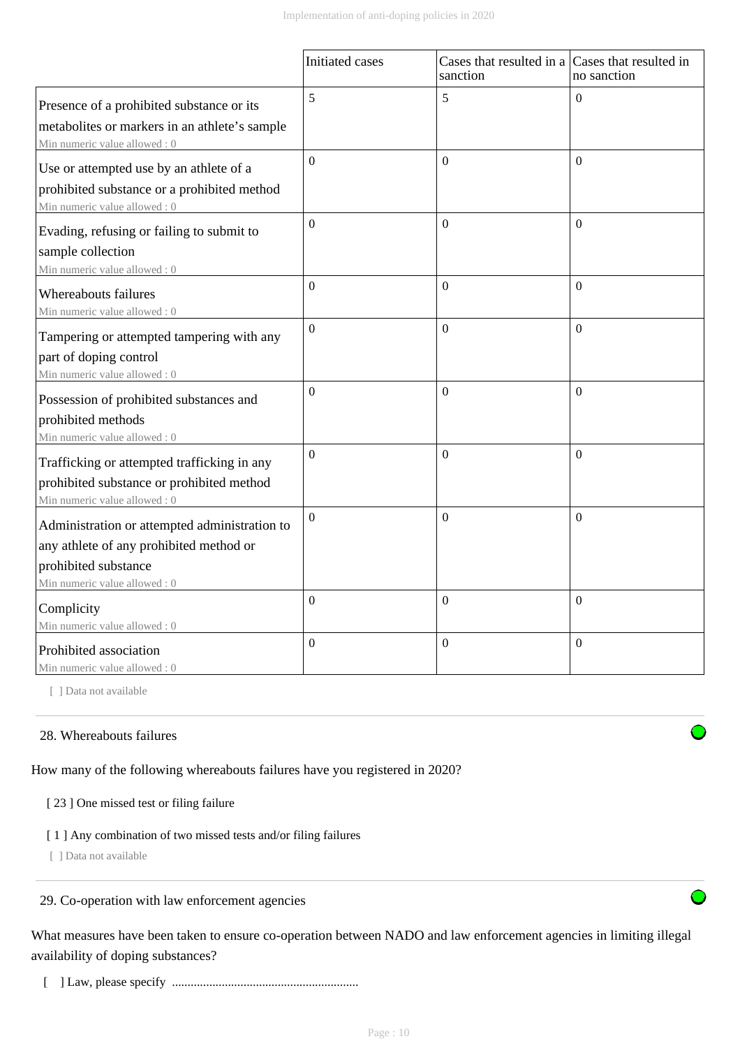| | Initiated cases | Cases that resulted in a sanction | Cases that resulted in no sanction |
|---|---|---|---|
| Presence of a prohibited substance or its metabolites or markers in an athlete's sample<br>Min numeric value allowed : 0 | 5 | 5 | 0 |
| Use or attempted use by an athlete of a prohibited substance or a prohibited method<br>Min numeric value allowed : 0 | 0 | 0 | 0 |
| Evading, refusing or failing to submit to sample collection<br>Min numeric value allowed : 0 | 0 | 0 | 0 |
| Whereabouts failures<br>Min numeric value allowed : 0 | 0 | 0 | 0 |
| Tampering or attempted tampering with any part of doping control<br>Min numeric value allowed : 0 | 0 | 0 | 0 |
| Possession of prohibited substances and prohibited methods<br>Min numeric value allowed : 0 | 0 | 0 | 0 |
| Trafficking or attempted trafficking in any prohibited substance or prohibited method<br>Min numeric value allowed : 0 | 0 | 0 | 0 |
| Administration or attempted administration to any athlete of any prohibited method or prohibited substance<br>Min numeric value allowed : 0 | 0 | 0 | 0 |
| Complicity<br>Min numeric value allowed : 0 | 0 | 0 | 0 |
| Prohibited association<br>Min numeric value allowed : 0 | 0 | 0 | 0 |

[ ] Data not available

---

28. Whereabouts failures

How many of the following whereabouts failures have you registered in 2020?

[ 23 ] One missed test or filing failure

[ 1 ] Any combination of two missed tests and/or filing failures

[ ] Data not available

---

29. Co-operation with law enforcement agencies

What measures have been taken to ensure co-operation between NADO and law enforcement agencies in limiting illegal availability of doping substances?

[ ] Law, please specify ............................................................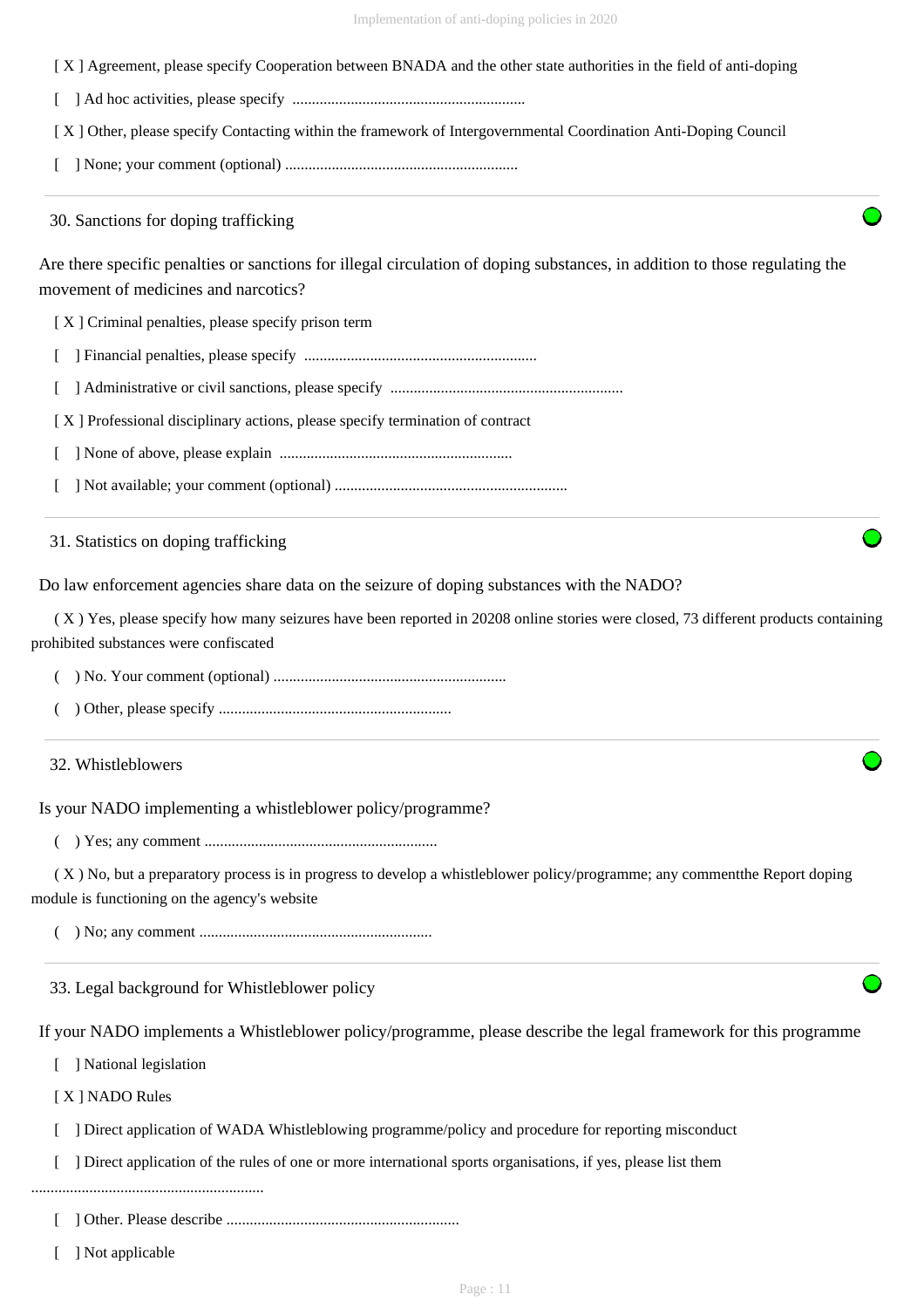[ X ] Agreement, please specify Cooperation between BNADA and the other state authorities in the field of anti-doping

[ ] Ad hoc activities, please specify ............................................................

[ X ] Other, please specify Contacting within the framework of Intergovernmental Coordination Anti-Doping Council

[ ] None; your comment (optional) ............................................................

### 30. Sanctions for doping trafficking

Are there specific penalties or sanctions for illegal circulation of doping substances, in addition to those regulating the movement of medicines and narcotics?

[ X ] Criminal penalties, please specify prison term

[ ] Financial penalties, please specify ............................................................

[ ] Administrative or civil sanctions, please specify ............................................................

[ X ] Professional disciplinary actions, please specify termination of contract

[ ] None of above, please explain ............................................................

[ ] Not available; your comment (optional) ............................................................

### 31. Statistics on doping trafficking

Do law enforcement agencies share data on the seizure of doping substances with the NADO?

( X ) Yes, please specify how many seizures have been reported in 20208 online stories were closed, 73 different products containing prohibited substances were confiscated

( ) No. Your comment (optional) ............................................................

( ) Other, please specify ............................................................

### 32. Whistleblowers

Is your NADO implementing a whistleblower policy/programme?

( ) Yes; any comment ............................................................

( X ) No, but a preparatory process is in progress to develop a whistleblower policy/programme; any commentthe Report doping module is functioning on the agency's website

( ) No; any comment ............................................................

### 33. Legal background for Whistleblower policy

If your NADO implements a Whistleblower policy/programme, please describe the legal framework for this programme

[ ] National legislation

[ X ] NADO Rules

[ ] Direct application of WADA Whistleblowing programme/policy and procedure for reporting misconduct

[ ] Direct application of the rules of one or more international sports organisations, if yes, please list them ............................................................

[ ] Other. Please describe ............................................................

[ ] Not applicable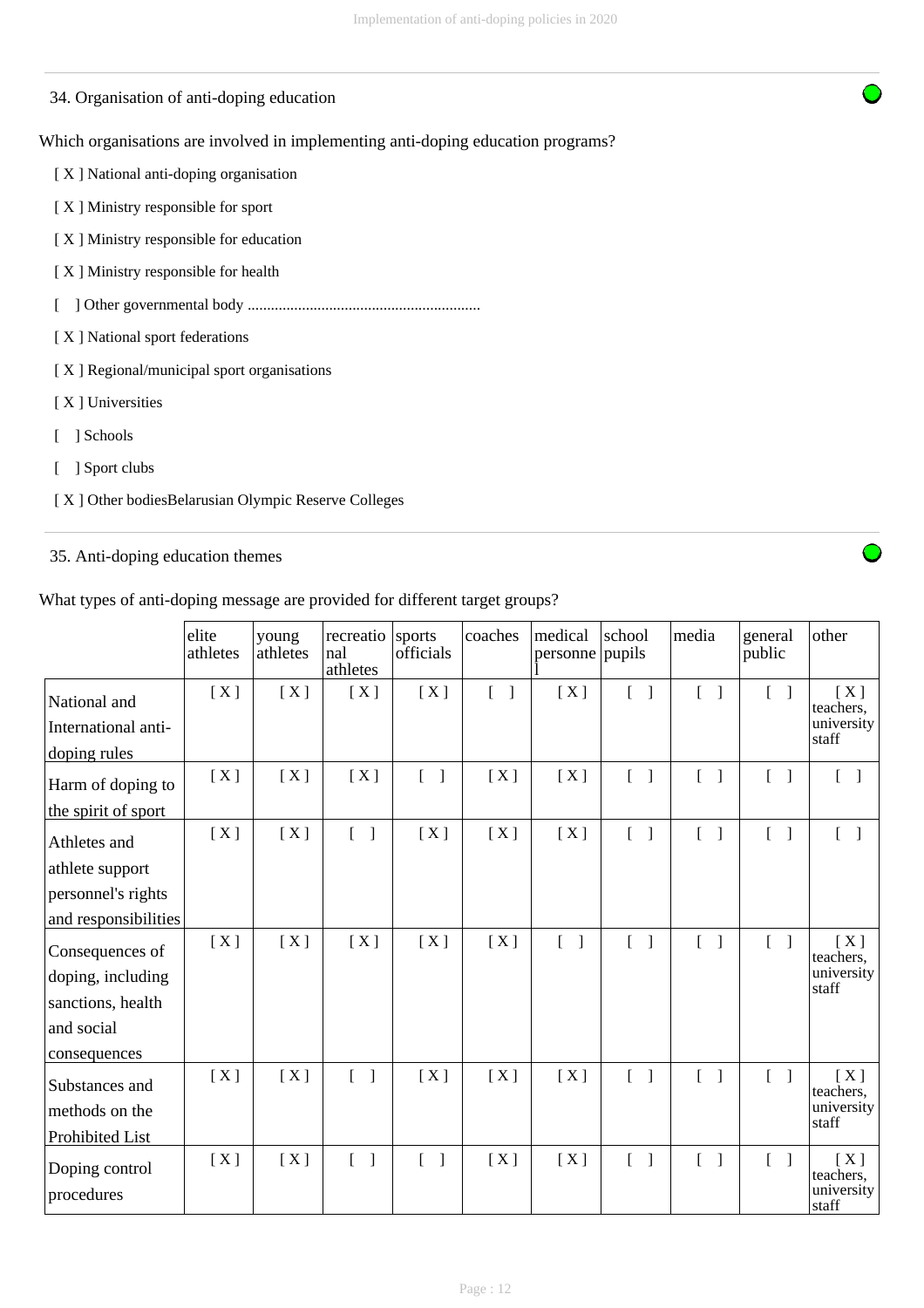## 34. Organisation of anti-doping education

Which organisations are involved in implementing anti-doping education programs?

[ X ] National anti-doping organisation

[ X ] Ministry responsible for sport

[ X ] Ministry responsible for education

[ X ] Ministry responsible for health

[ ] Other governmental body ............................................................

[ X ] National sport federations

[ X ] Regional/municipal sport organisations

[ X ] Universities

[ ] Schools

[ ] Sport clubs

[ X ] Other bodiesBelarusian Olympic Reserve Colleges

## 35. Anti-doping education themes

What types of anti-doping message are provided for different target groups?

| | elite athletes | young athletes | recreational athletes | sports officials | coaches | medical personnel | school pupils | media | general public | other |
|---|---|---|---|---|---|---|---|---|---|---|
| National and International anti-doping rules | [ X ] | [ X ] | [ X ] | [ X ] | [ ] | [ X ] | [ ] | [ ] | [ ] | [ X ] teachers, university staff |
| Harm of doping to the spirit of sport | [ X ] | [ X ] | [ X ] | [ ] | [ X ] | [ X ] | [ ] | [ ] | [ ] | [ ] |
| Athletes and athlete support personnel's rights and responsibilities | [ X ] | [ X ] | [ ] | [ X ] | [ X ] | [ X ] | [ ] | [ ] | [ ] | [ ] |
| Consequences of doping, including sanctions, health and social consequences | [ X ] | [ X ] | [ X ] | [ X ] | [ X ] | [ ] | [ ] | [ ] | [ ] | [ X ] teachers, university staff |
| Substances and methods on the Prohibited List | [ X ] | [ X ] | [ ] | [ X ] | [ X ] | [ X ] | [ ] | [ ] | [ ] | [ X ] teachers, university staff |
| Doping control procedures | [ X ] | [ X ] | [ ] | [ ] | [ X ] | [ X ] | [ ] | [ ] | [ ] | [ X ] teachers, university staff |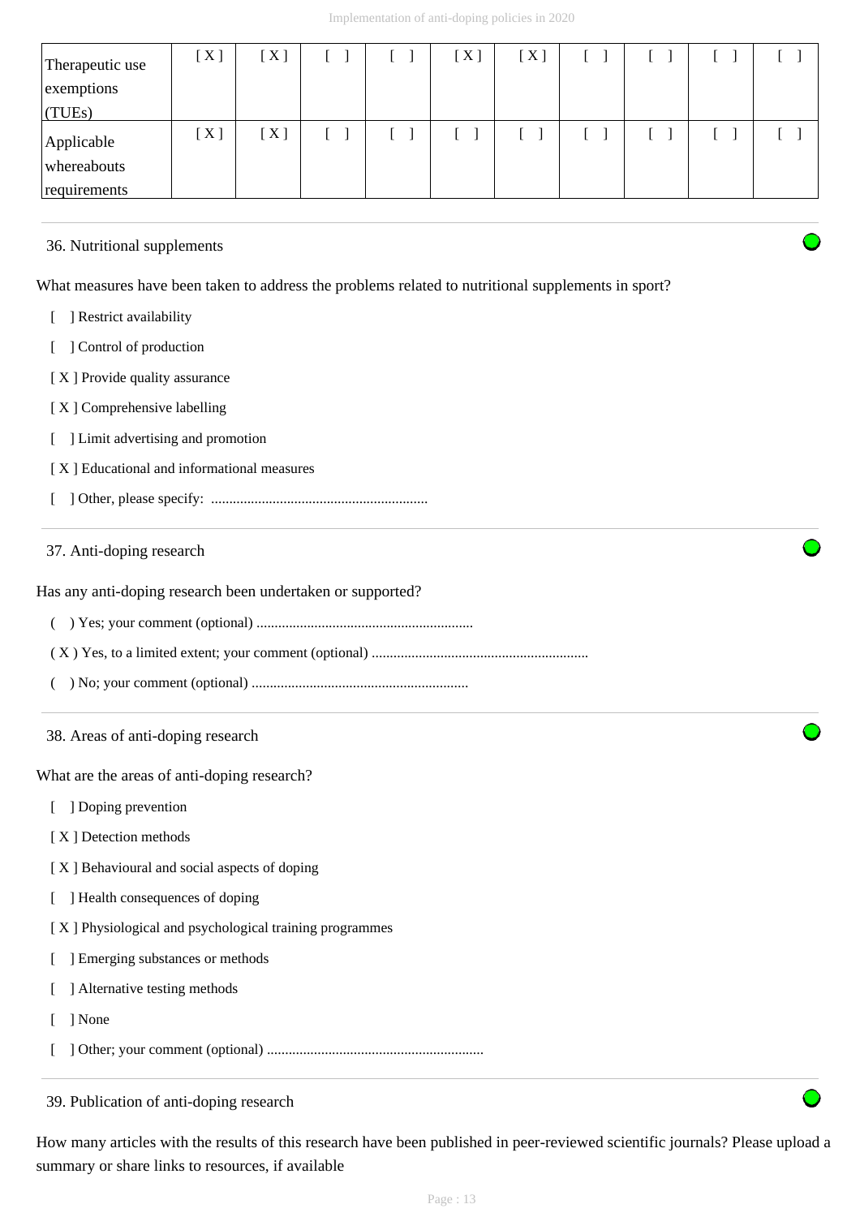| | | | | | | | | | | |
|---|---|---|---|---|---|---|---|---|---|---|
| Therapeutic use exemptions (TUEs) | [ X ] | [ X ] | [ ] | [ ] | [ X ] | [ X ] | [ ] | [ ] | [ ] | [ ] |
| Applicable whereabouts requirements | [ X ] | [ X ] | [ ] | [ ] | [ ] | [ ] | [ ] | [ ] | [ ] | [ ] |

### 36. Nutritional supplements

What measures have been taken to address the problems related to nutritional supplements in sport?

[ ] Restrict availability

[ ] Control of production

[ X ] Provide quality assurance

[ X ] Comprehensive labelling

[ ] Limit advertising and promotion

[ X ] Educational and informational measures

[ ] Other, please specify: ............................................................

### 37. Anti-doping research

Has any anti-doping research been undertaken or supported?

( ) Yes; your comment (optional) ............................................................

( X ) Yes, to a limited extent; your comment (optional) ............................................................

( ) No; your comment (optional) ............................................................

### 38. Areas of anti-doping research

What are the areas of anti-doping research?

[ ] Doping prevention

[ X ] Detection methods

[ X ] Behavioural and social aspects of doping

[ ] Health consequences of doping

[ X ] Physiological and psychological training programmes

[ ] Emerging substances or methods

[ ] Alternative testing methods

[ ] None

[ ] Other; your comment (optional) ............................................................

### 39. Publication of anti-doping research

How many articles with the results of this research have been published in peer-reviewed scientific journals? Please upload a summary or share links to resources, if available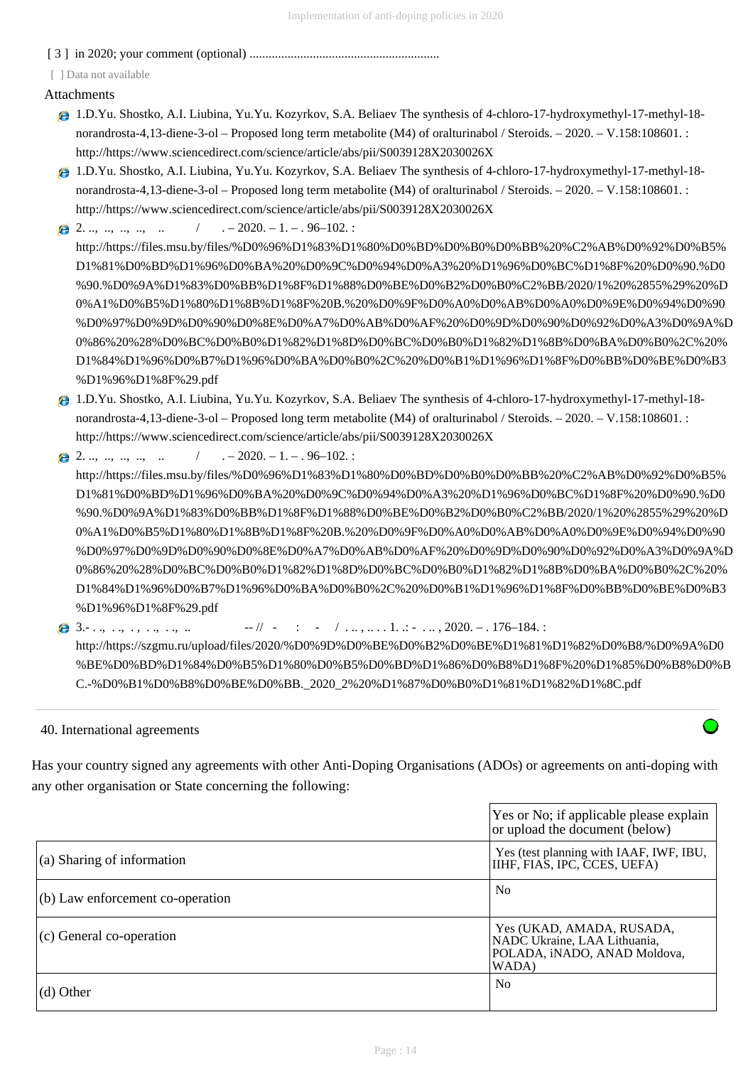[ 3 ] in 2020; your comment (optional) ............................................................

[ ] Data not available

Attachments

- 1.D.Yu. Shostko, A.I. Liubina, Yu.Yu. Kozyrkov, S.A. Beliaev The synthesis of 4-chloro-17-hydroxymethyl-17-methyl-18-norandrosta-4,13-diene-3-ol – Proposed long term metabolite (M4) of oralturinabol / Steroids. – 2020. – V.158:108601. : http://https://www.sciencedirect.com/science/article/abs/pii/S0039128X2030026X
- 1.D.Yu. Shostko, A.I. Liubina, Yu.Yu. Kozyrkov, S.A. Beliaev The synthesis of 4-chloro-17-hydroxymethyl-17-methyl-18-norandrosta-4,13-diene-3-ol – Proposed long term metabolite (M4) of oralturinabol / Steroids. – 2020. – V.158:108601. : http://https://www.sciencedirect.com/science/article/abs/pii/S0039128X2030026X
- 2. ..., .., .., .., .. / . – 2020. – 1. – . 96–102. : http://https://files.msu.by/files/%D0%96%D1%83%D1%80%D0%BD%D0%B0%D0%BB%20%C2%AB%D0%92%D0%B5%D1%81%D0%BD%D1%96%D0%BA%20%D0%9C%D0%94%D0%A3%20%D1%96%D0%BC%D1%8F%20%D0%90.%D0%90.%D0%9A%D1%83%D0%BB%D1%8F%D1%88%D0%BE%D0%B2%D0%B0%C2%BB/2020/1%20%2855%29%20%D0%A1%D0%B5%D1%80%D1%8B%D1%8F%20B.%20%D0%9F%D0%A0%D0%AB%D0%A0%D0%9E%D0%94%D0%90%D0%97%D0%9D%D0%90%D0%8E%D0%A7%D0%AB%D0%AF%20%D0%9D%D0%90%D0%92%D0%A3%D0%9A%D0%86%20%28%D0%BC%D0%B0%D1%82%D1%8D%D0%BC%D0%B0%D1%82%D1%8B%D0%BA%D0%B0%2C%20%D1%84%D1%96%D0%B7%D1%96%D0%BA%D0%B0%2C%20%D0%B1%D1%96%D1%8F%D0%BB%D0%BE%D0%B3%D1%96%D1%8F%29.pdf
- 1.D.Yu. Shostko, A.I. Liubina, Yu.Yu. Kozyrkov, S.A. Beliaev The synthesis of 4-chloro-17-hydroxymethyl-17-methyl-18-norandrosta-4,13-diene-3-ol – Proposed long term metabolite (M4) of oralturinabol / Steroids. – 2020. – V.158:108601. : http://https://www.sciencedirect.com/science/article/abs/pii/S0039128X2030026X
- 2. ..., .., .., .., .. / . – 2020. – 1. – . 96–102. : http://https://files.msu.by/files/%D0%96%D1%83%D1%80%D0%BD%D0%B0%D0%BB%20%C2%AB%D0%92%D0%B5%D1%81%D0%BD%D1%96%D0%BA%20%D0%9C%D0%94%D0%A3%20%D1%96%D0%BC%D1%8F%20%D0%90.%D0%90.%D0%9A%D1%83%D0%BB%D1%8F%D1%88%D0%BE%D0%B2%D0%B0%C2%BB/2020/1%20%2855%29%20%D0%A1%D0%B5%D1%80%D1%8B%D1%8F%20B.%20%D0%9F%D0%A0%D0%AB%D0%A0%D0%9E%D0%94%D0%90%D0%97%D0%9D%D0%90%D0%8E%D0%A7%D0%AB%D0%AF%20%D0%9D%D0%90%D0%92%D0%A3%D0%9A%D0%86%20%28%D0%BC%D0%B0%D1%82%D1%8D%D0%BC%D0%B0%D1%82%D1%8B%D0%BA%D0%B0%2C%20%D1%84%D1%96%D0%B7%D1%96%D0%BA%D0%B0%2C%20%D0%B1%D1%96%D1%8F%D0%BB%D0%BE%D0%B3%D1%96%D1%8F%29.pdf
- 3.- . ., . ., . , . ., . ., .. -- // - : - / . .. , .. . . 1. .: - . .. , 2020. – . 176–184. : http://https://szgmu.ru/upload/files/2020/%D0%9D%D0%BE%D0%B2%D0%BE%D1%81%D1%82%D0%B8/%D0%9A%D0%BE%D0%BD%D1%84%D0%B5%D1%80%D0%B5%D0%BD%D1%86%D0%B8%D1%8F%20%D1%85%D0%B8%D0%BC.-%D0%B1%D0%B8%D0%BE%D0%BB._2020_2%20%D1%87%D0%B0%D1%81%D1%82%D1%8C.pdf

## 40. International agreements

Has your country signed any agreements with other Anti-Doping Organisations (ADOs) or agreements on anti-doping with any other organisation or State concerning the following:

| | Yes or No; if applicable please explain or upload the document (below) |
|---|---|
| (a) Sharing of information | Yes (test planning with IAAF, IWF, IBU, IIHF, FIAS, IPC, CCES, UEFA) |
| (b) Law enforcement co-operation | No |
| (c) General co-operation | Yes (UKAD, AMADA, RUSADA, NADC Ukraine, LAA Lithuania, POLADA, iNADO, ANAD Moldova, WADA) |
| (d) Other | No |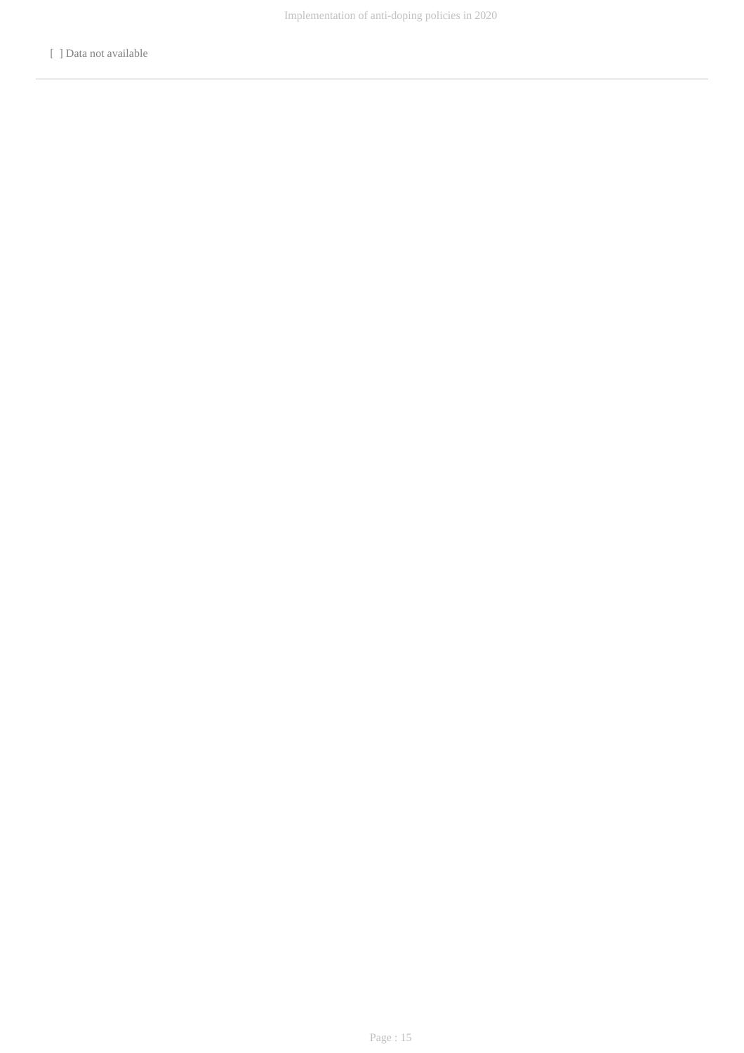[ ] Data not available